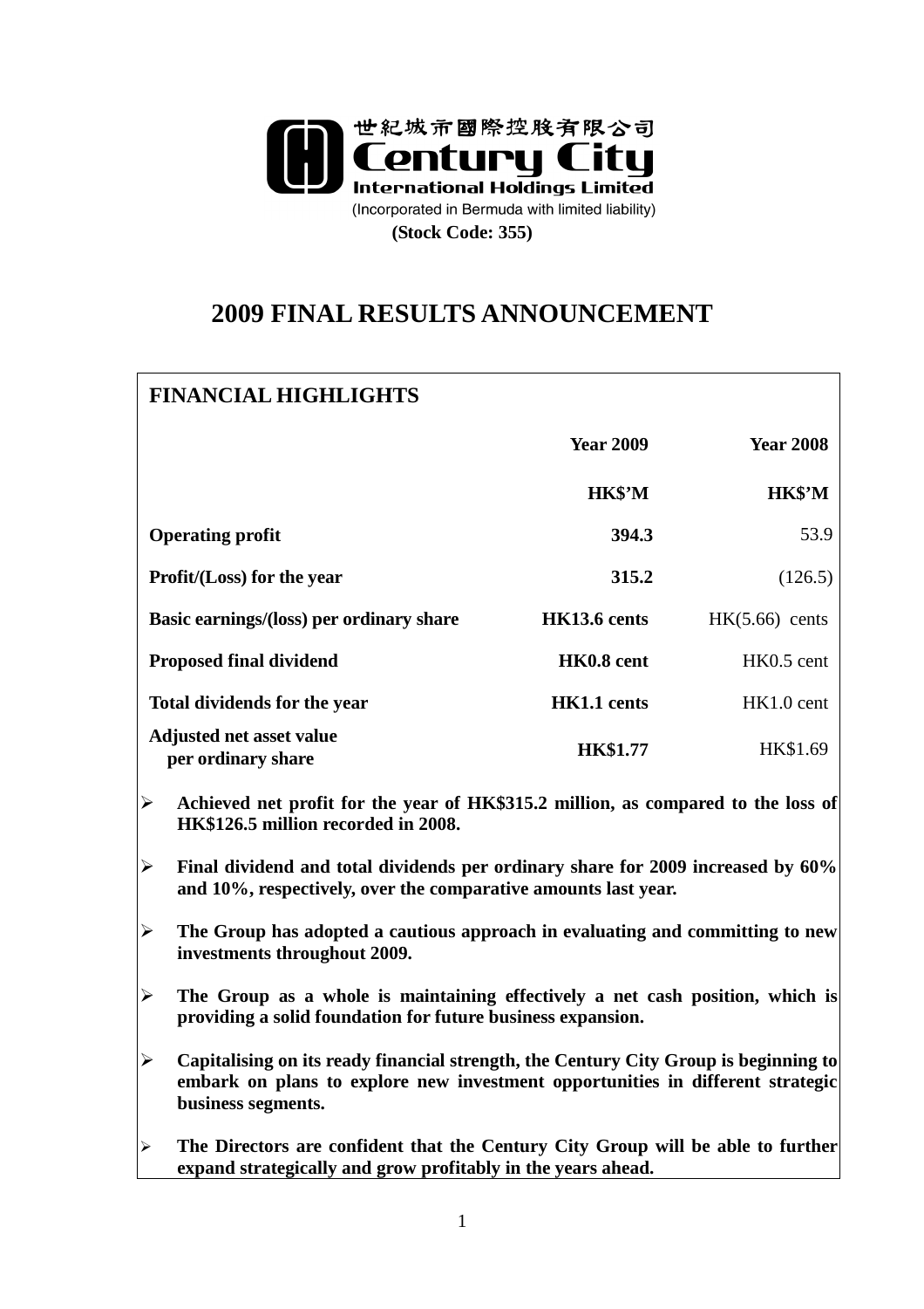世紀城市國際控股有限公司
**Century City International Holdings Limited**

(Incorporated in Bermuda with limited liability)

**(Stock Code: 355)**

# 2009 FINAL RESULTS ANNOUNCEMENT

## FINANCIAL HIGHLIGHTS

| | Year 2009 | Year 2008 |
|---|---|---|
| | HK$'M | HK$'M |
| **Operating profit** | **394.3** | 53.9 |
| **Profit/(Loss) for the year** | **315.2** | (126.5) |
| **Basic earnings/(loss) per ordinary share** | **HK13.6 cents** | HK(5.66) cents |
| **Proposed final dividend** | **HK0.8 cent** | HK0.5 cent |
| **Total dividends for the year** | **HK1.1 cents** | HK1.0 cent |
| **Adjusted net asset value per ordinary share** | **HK$1.77** | HK$1.69 |

- **Achieved net profit for the year of HK$315.2 million, as compared to the loss of HK$126.5 million recorded in 2008.**
- **Final dividend and total dividends per ordinary share for 2009 increased by 60% and 10%, respectively, over the comparative amounts last year.**
- **The Group has adopted a cautious approach in evaluating and committing to new investments throughout 2009.**
- **The Group as a whole is maintaining effectively a net cash position, which is providing a solid foundation for future business expansion.**
- **Capitalising on its ready financial strength, the Century City Group is beginning to embark on plans to explore new investment opportunities in different strategic business segments.**
- **The Directors are confident that the Century City Group will be able to further expand strategically and grow profitably in the years ahead.**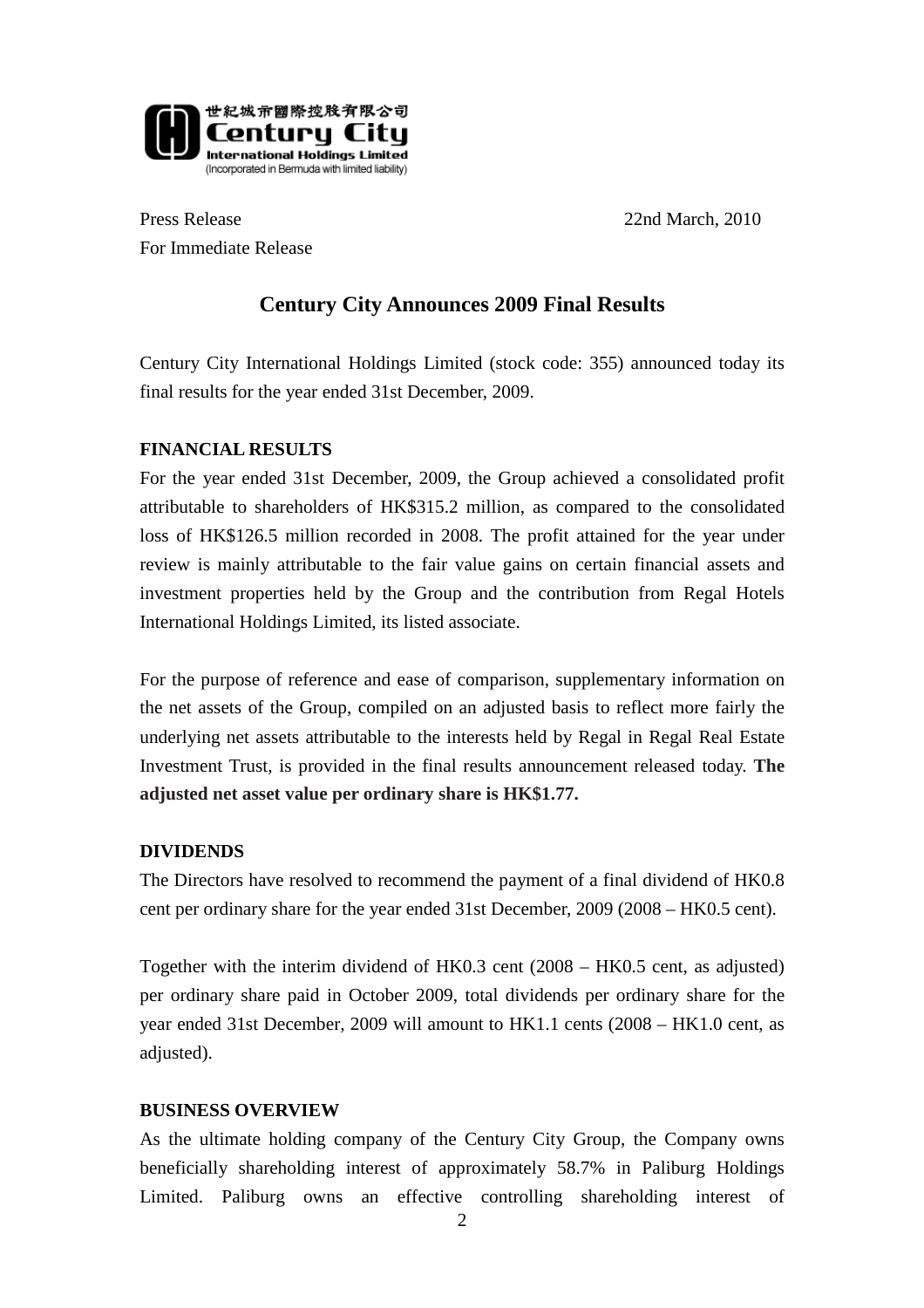世紀城市國際控股有限公司
Century City International Holdings Limited
(Incorporated in Bermuda with limited liability)

Press Release 22nd March, 2010
For Immediate Release

# Century City Announces 2009 Final Results

Century City International Holdings Limited (stock code: 355) announced today its final results for the year ended 31st December, 2009.

**FINANCIAL RESULTS**

For the year ended 31st December, 2009, the Group achieved a consolidated profit attributable to shareholders of HK$315.2 million, as compared to the consolidated loss of HK$126.5 million recorded in 2008. The profit attained for the year under review is mainly attributable to the fair value gains on certain financial assets and investment properties held by the Group and the contribution from Regal Hotels International Holdings Limited, its listed associate.

For the purpose of reference and ease of comparison, supplementary information on the net assets of the Group, compiled on an adjusted basis to reflect more fairly the underlying net assets attributable to the interests held by Regal in Regal Real Estate Investment Trust, is provided in the final results announcement released today. **The adjusted net asset value per ordinary share is HK$1.77.**

**DIVIDENDS**

The Directors have resolved to recommend the payment of a final dividend of HK0.8 cent per ordinary share for the year ended 31st December, 2009 (2008 – HK0.5 cent).

Together with the interim dividend of HK0.3 cent (2008 – HK0.5 cent, as adjusted) per ordinary share paid in October 2009, total dividends per ordinary share for the year ended 31st December, 2009 will amount to HK1.1 cents (2008 – HK1.0 cent, as adjusted).

**BUSINESS OVERVIEW**

As the ultimate holding company of the Century City Group, the Company owns beneficially shareholding interest of approximately 58.7% in Paliburg Holdings Limited. Paliburg owns an effective controlling shareholding interest of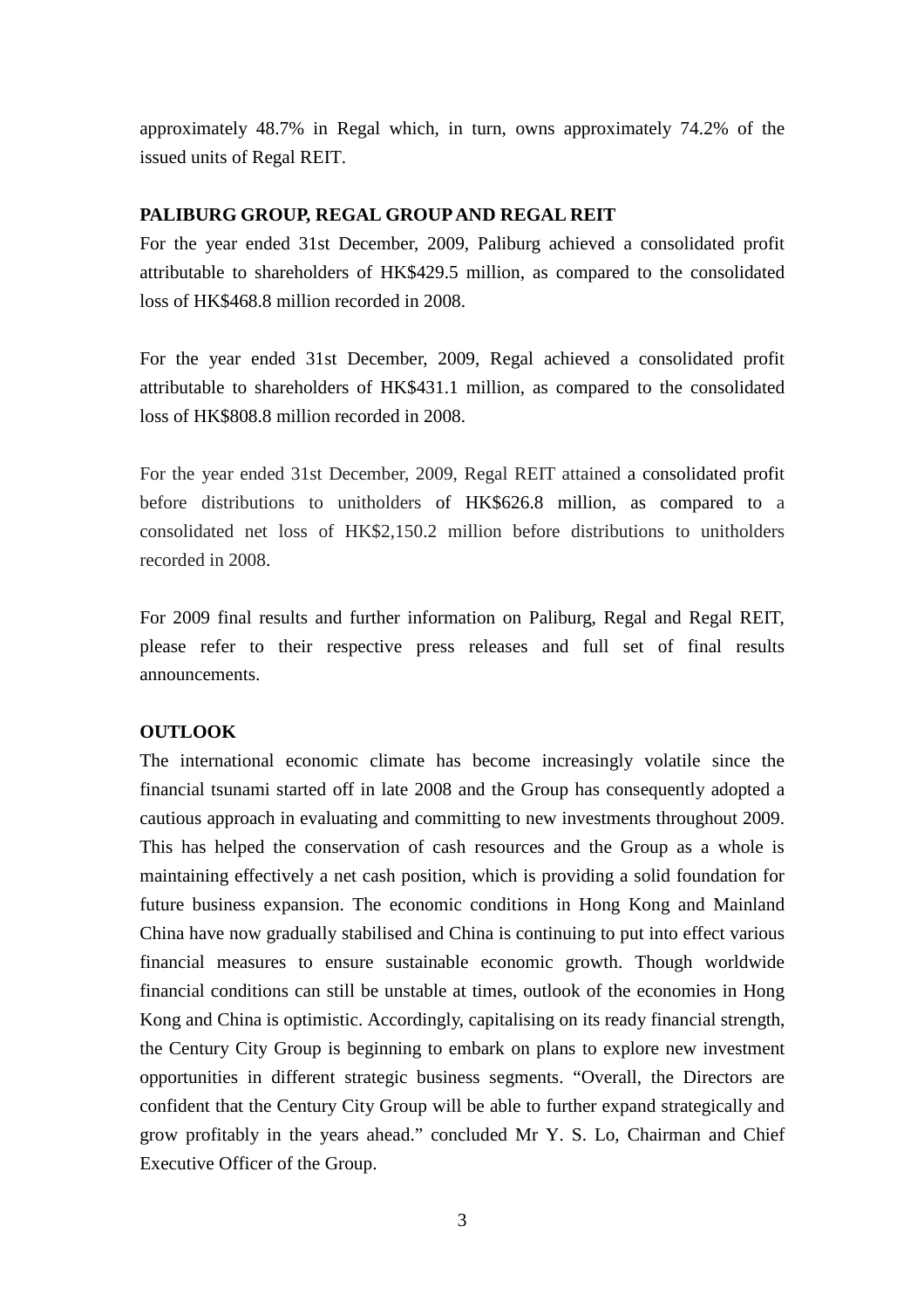approximately 48.7% in Regal which, in turn, owns approximately 74.2% of the issued units of Regal REIT.

**PALIBURG GROUP, REGAL GROUP AND REGAL REIT**

For the year ended 31st December, 2009, Paliburg achieved a consolidated profit attributable to shareholders of HK$429.5 million, as compared to the consolidated loss of HK$468.8 million recorded in 2008.

For the year ended 31st December, 2009, Regal achieved a consolidated profit attributable to shareholders of HK$431.1 million, as compared to the consolidated loss of HK$808.8 million recorded in 2008.

For the year ended 31st December, 2009, Regal REIT attained a consolidated profit before distributions to unitholders of HK$626.8 million, as compared to a consolidated net loss of HK$2,150.2 million before distributions to unitholders recorded in 2008.

For 2009 final results and further information on Paliburg, Regal and Regal REIT, please refer to their respective press releases and full set of final results announcements.

**OUTLOOK**

The international economic climate has become increasingly volatile since the financial tsunami started off in late 2008 and the Group has consequently adopted a cautious approach in evaluating and committing to new investments throughout 2009. This has helped the conservation of cash resources and the Group as a whole is maintaining effectively a net cash position, which is providing a solid foundation for future business expansion. The economic conditions in Hong Kong and Mainland China have now gradually stabilised and China is continuing to put into effect various financial measures to ensure sustainable economic growth. Though worldwide financial conditions can still be unstable at times, outlook of the economies in Hong Kong and China is optimistic. Accordingly, capitalising on its ready financial strength, the Century City Group is beginning to embark on plans to explore new investment opportunities in different strategic business segments. "Overall, the Directors are confident that the Century City Group will be able to further expand strategically and grow profitably in the years ahead." concluded Mr Y. S. Lo, Chairman and Chief Executive Officer of the Group.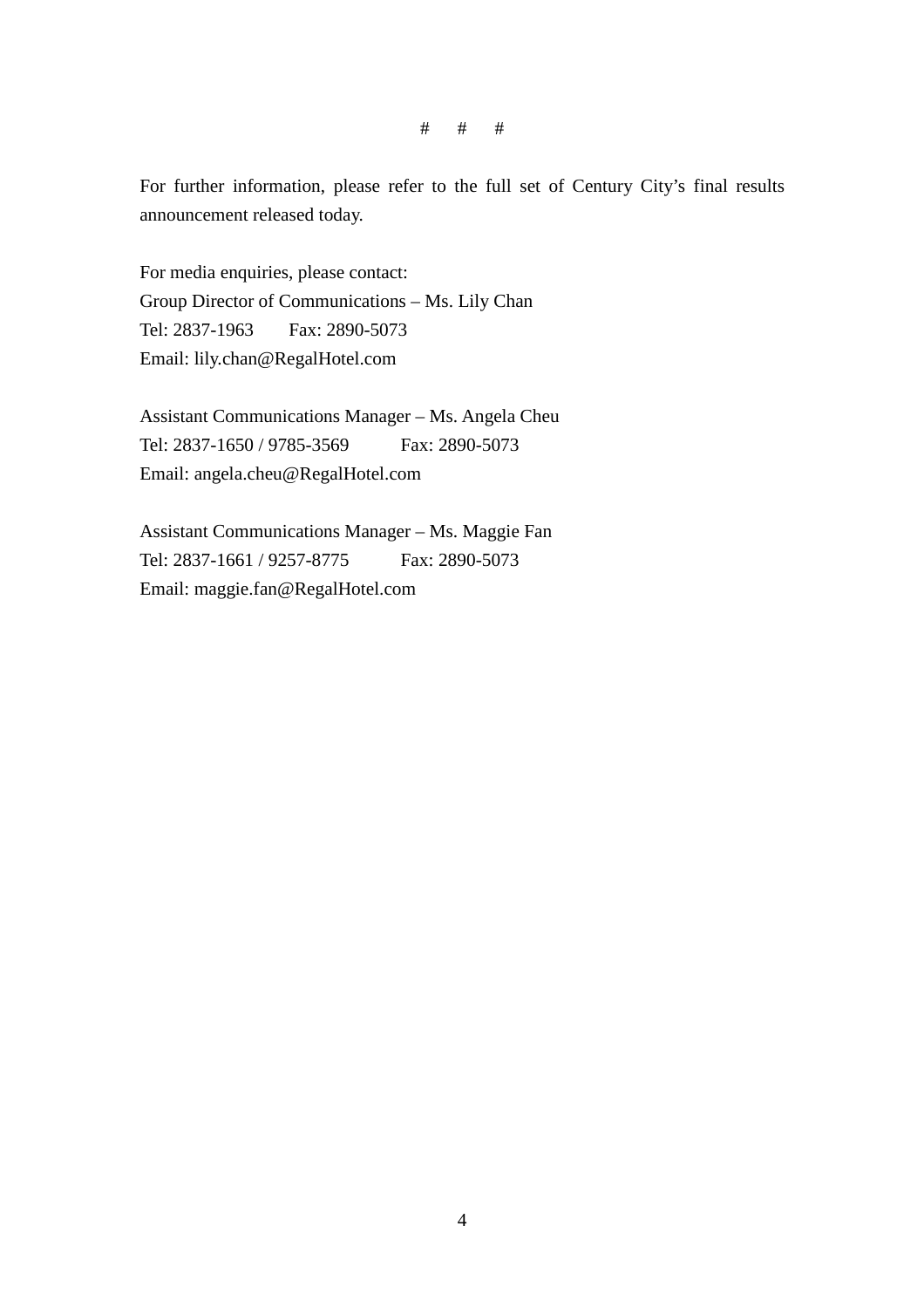\#  #  #

For further information, please refer to the full set of Century City's final results announcement released today.

For media enquiries, please contact:
Group Director of Communications – Ms. Lily Chan
Tel: 2837-1963  Fax: 2890-5073
Email: lily.chan@RegalHotel.com

Assistant Communications Manager – Ms. Angela Cheu
Tel: 2837-1650 / 9785-3569  Fax: 2890-5073
Email: angela.cheu@RegalHotel.com

Assistant Communications Manager – Ms. Maggie Fan
Tel: 2837-1661 / 9257-8775  Fax: 2890-5073
Email: maggie.fan@RegalHotel.com